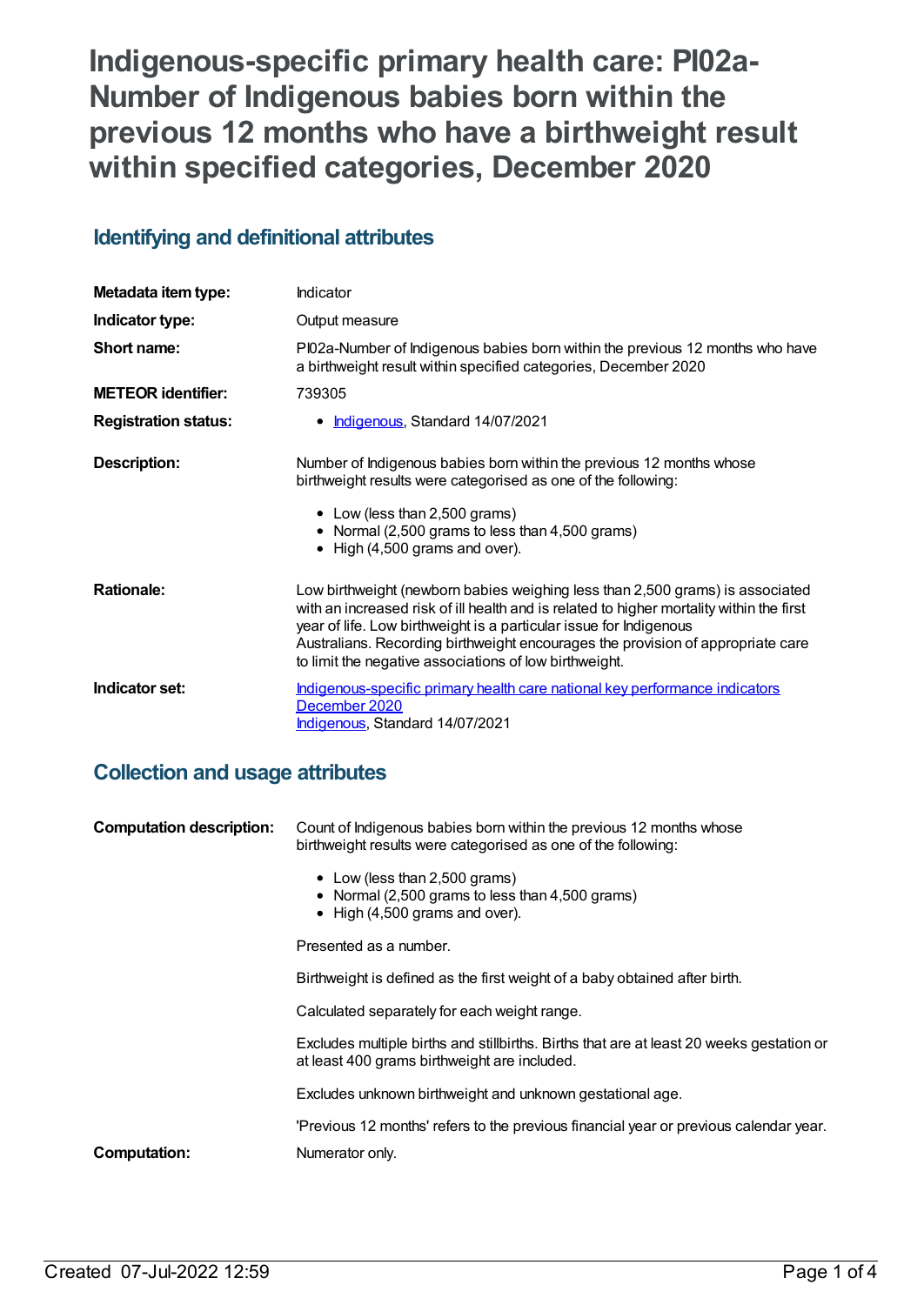# Indigenous-specific primary health care: PI02a-Number of Indigenous babies born within the previous 12 months who have a birthweight result within specified categories, December 2020

## Identifying and definitional attributes

| | |
|---|---|
| **Metadata item type:** | Indicator |
| **Indicator type:** | Output measure |
| **Short name:** | PI02a-Number of Indigenous babies born within the previous 12 months who have a birthweight result within specified categories, December 2020 |
| **METEOR identifier:** | 739305 |
| **Registration status:** | • Indigenous, Standard 14/07/2021 |
| **Description:** | Number of Indigenous babies born within the previous 12 months whose birthweight results were categorised as one of the following:<br>• Low (less than 2,500 grams)<br>• Normal (2,500 grams to less than 4,500 grams)<br>• High (4,500 grams and over). |
| **Rationale:** | Low birthweight (newborn babies weighing less than 2,500 grams) is associated with an increased risk of ill health and is related to higher mortality within the first year of life. Low birthweight is a particular issue for Indigenous Australians. Recording birthweight encourages the provision of appropriate care to limit the negative associations of low birthweight. |
| **Indicator set:** | Indigenous-specific primary health care national key performance indicators December 2020<br>Indigenous, Standard 14/07/2021 |

## Collection and usage attributes

| | |
|---|---|
| **Computation description:** | Count of Indigenous babies born within the previous 12 months whose birthweight results were categorised as one of the following:<br>• Low (less than 2,500 grams)<br>• Normal (2,500 grams to less than 4,500 grams)<br>• High (4,500 grams and over).<br><br>Presented as a number.<br><br>Birthweight is defined as the first weight of a baby obtained after birth.<br><br>Calculated separately for each weight range.<br><br>Excludes multiple births and stillbirths. Births that are at least 20 weeks gestation or at least 400 grams birthweight are included.<br><br>Excludes unknown birthweight and unknown gestational age.<br><br>'Previous 12 months' refers to the previous financial year or previous calendar year. |
| **Computation:** | Numerator only. |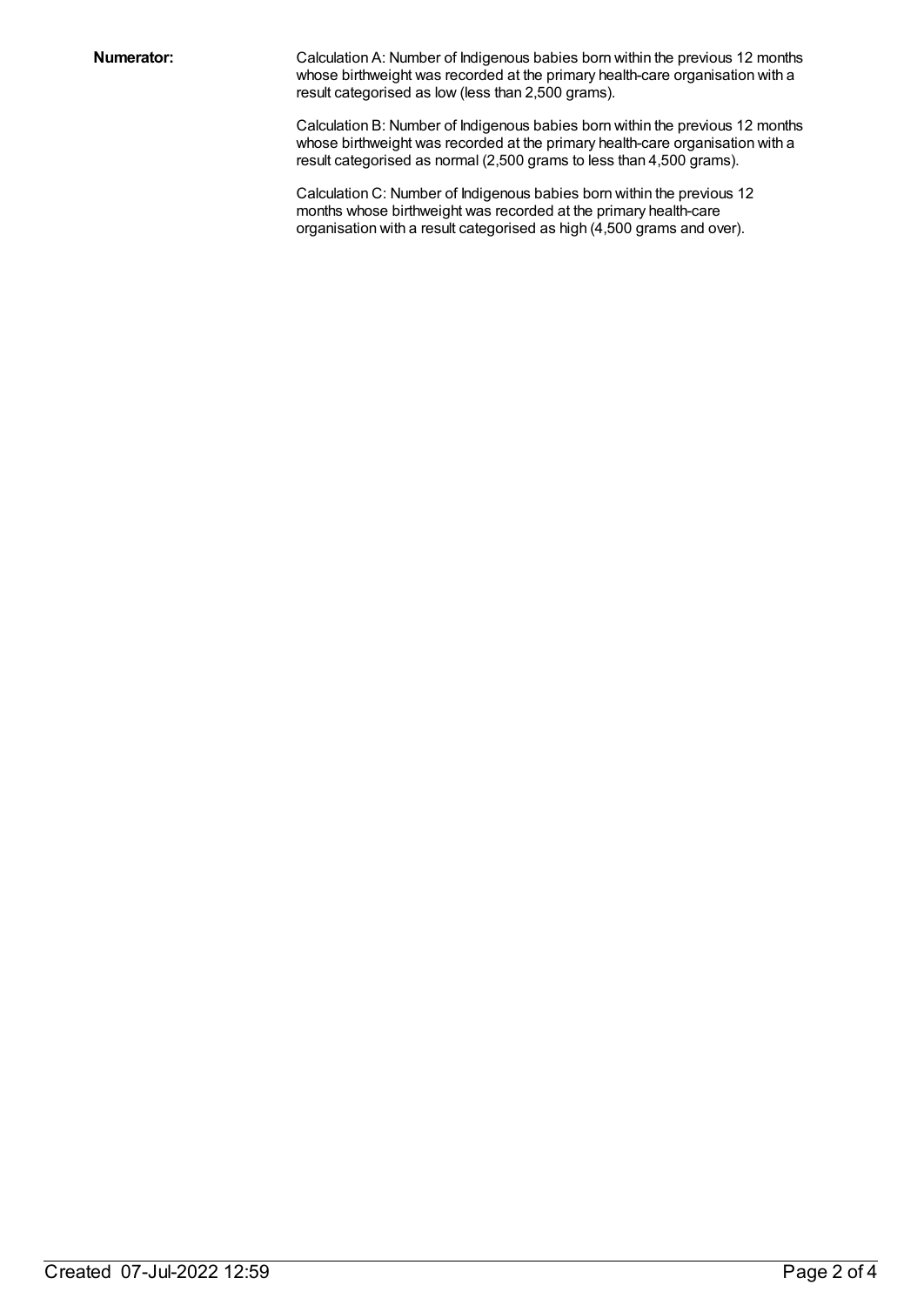**Numerator:**

Calculation A: Number of Indigenous babies born within the previous 12 months whose birthweight was recorded at the primary health-care organisation with a result categorised as low (less than 2,500 grams).

Calculation B: Number of Indigenous babies born within the previous 12 months whose birthweight was recorded at the primary health-care organisation with a result categorised as normal (2,500 grams to less than 4,500 grams).

Calculation C: Number of Indigenous babies born within the previous 12 months whose birthweight was recorded at the primary health-care organisation with a result categorised as high (4,500 grams and over).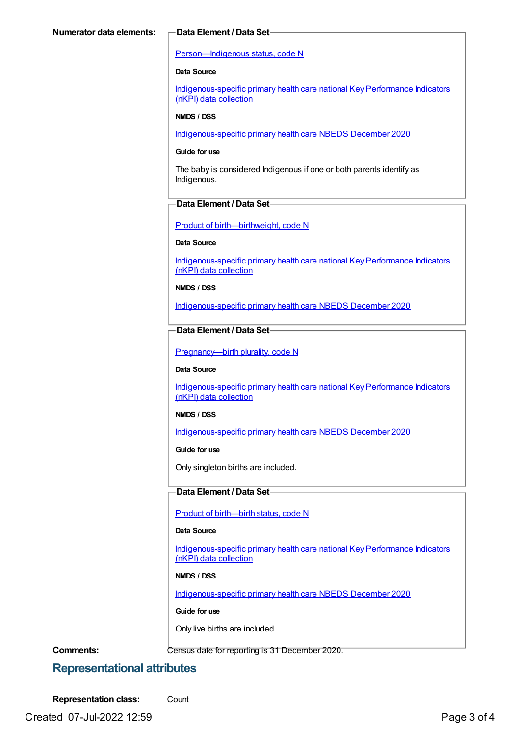**Numerator data elements:**

**Data Element / Data Set**

Person—Indigenous status, code N

**Data Source**

Indigenous-specific primary health care national Key Performance Indicators (nKPI) data collection

**NMDS / DSS**

Indigenous-specific primary health care NBEDS December 2020

**Guide for use**

The baby is considered Indigenous if one or both parents identify as Indigenous.

**Data Element / Data Set**

Product of birth—birthweight, code N

**Data Source**

Indigenous-specific primary health care national Key Performance Indicators (nKPI) data collection

**NMDS / DSS**

Indigenous-specific primary health care NBEDS December 2020

**Data Element / Data Set**

Pregnancy—birth plurality, code N

**Data Source**

Indigenous-specific primary health care national Key Performance Indicators (nKPI) data collection

**NMDS / DSS**

Indigenous-specific primary health care NBEDS December 2020

**Guide for use**

Only singleton births are included.

**Data Element / Data Set**

Product of birth—birth status, code N

**Data Source**

Indigenous-specific primary health care national Key Performance Indicators (nKPI) data collection

**NMDS / DSS**

Indigenous-specific primary health care NBEDS December 2020

**Guide for use**

Only live births are included.

**Comments:** Census date for reporting is 31 December 2020.

## Representational attributes

**Representation class:** Count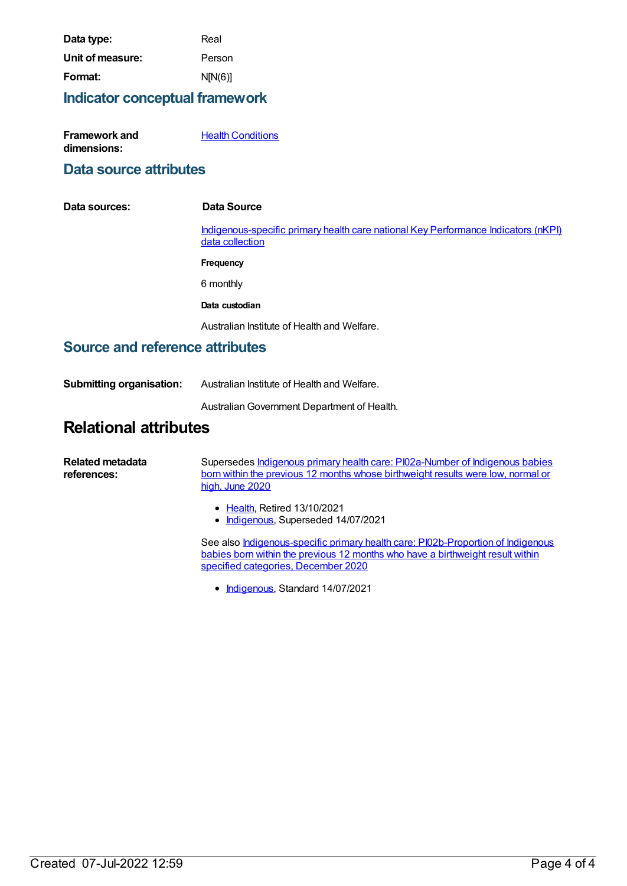**Data type:** Real

**Unit of measure:** Person

**Format:** N[N(6)]

## Indicator conceptual framework

**Framework and dimensions:** Health Conditions

## Data source attributes

**Data sources:**

**Data Source**

Indigenous-specific primary health care national Key Performance Indicators (nKPI) data collection

**Frequency**

6 monthly

**Data custodian**

Australian Institute of Health and Welfare.

## Source and reference attributes

**Submitting organisation:** Australian Institute of Health and Welfare.

Australian Government Department of Health.

# Relational attributes

**Related metadata references:**

Supersedes Indigenous primary health care: PI02a-Number of Indigenous babies born within the previous 12 months whose birthweight results were low, normal or high, June 2020

- Health, Retired 13/10/2021
- Indigenous, Superseded 14/07/2021

See also Indigenous-specific primary health care: PI02b-Proportion of Indigenous babies born within the previous 12 months who have a birthweight result within specified categories, December 2020

- Indigenous, Standard 14/07/2021